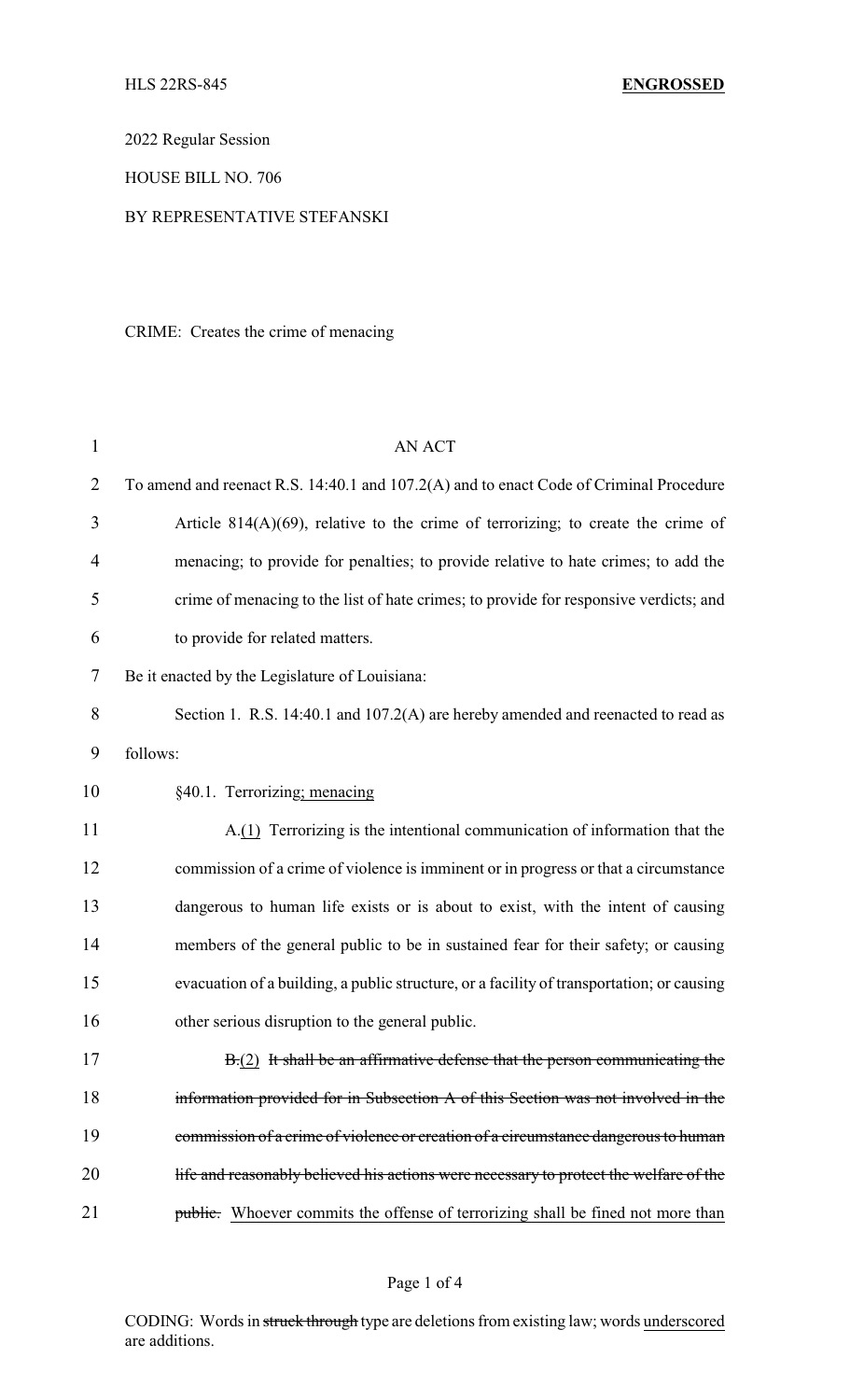HLS 22RS-845 **ENGROSSED**

2022 Regular Session

HOUSE BILL NO. 706

BY REPRESENTATIVE STEFANSKI

CRIME: Creates the crime of menacing

AN ACT

To amend and reenact R.S. 14:40.1 and 107.2(A) and to enact Code of Criminal Procedure Article 814(A)(69), relative to the crime of terrorizing; to create the crime of menacing; to provide for penalties; to provide relative to hate crimes; to add the crime of menacing to the list of hate crimes; to provide for responsive verdicts; and to provide for related matters.

Be it enacted by the Legislature of Louisiana:

Section 1. R.S. 14:40.1 and 107.2(A) are hereby amended and reenacted to read as follows:

§40.1. Terrorizing<u>; menacing</u>

A.<u>(1)</u> Terrorizing is the intentional communication of information that the commission of a crime of violence is imminent or in progress or that a circumstance dangerous to human life exists or is about to exist, with the intent of causing members of the general public to be in sustained fear for their safety; or causing evacuation of a building, a public structure, or a facility of transportation; or causing other serious disruption to the general public.

~~B.~~<u>(2)</u> ~~It shall be an affirmative defense that the person communicating the information provided for in Subsection A of this Section was not involved in the commission of a crime of violence or creation of a circumstance dangerous to human life and reasonably believed his actions were necessary to protect the welfare of the public.~~ Whoever commits the offense of terrorizing shall be fined not more than

CODING: Words in ~~struck through~~ type are deletions from existing law; words <u>underscored</u> are additions.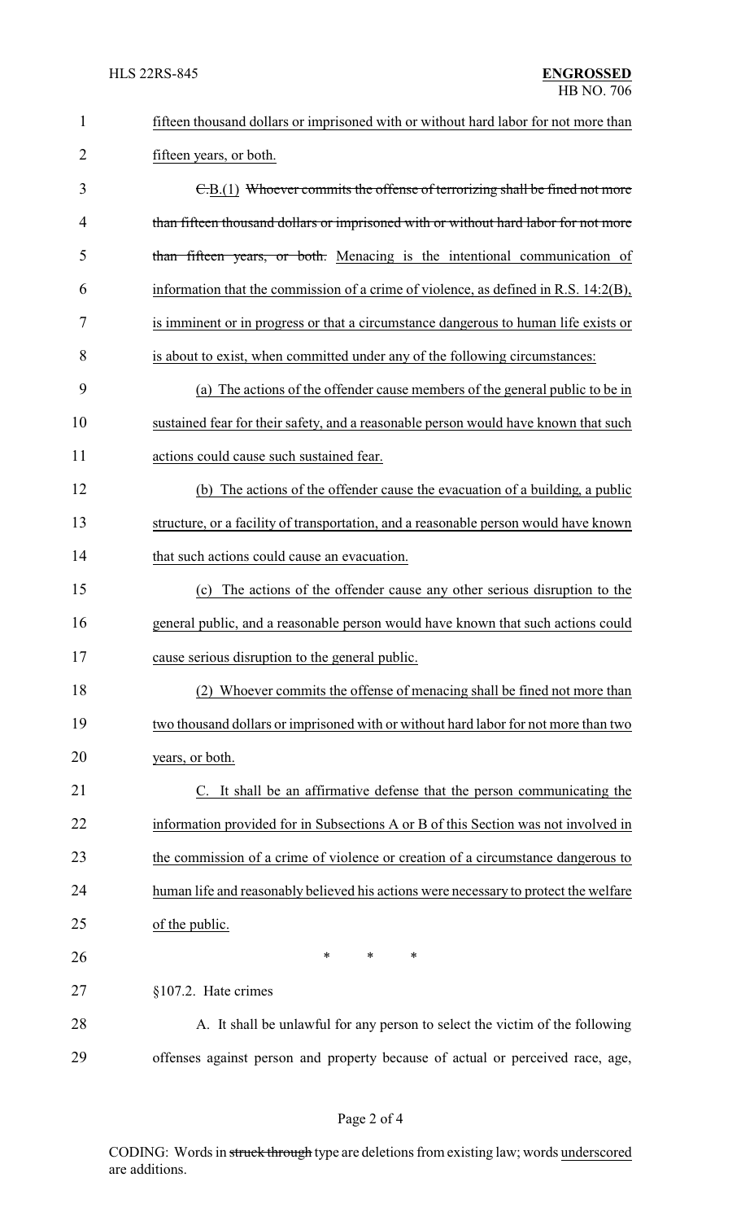fifteen thousand dollars or imprisoned with or without hard labor for not more than fifteen years, or both.

~~C.~~B.(1) ~~Whoever commits the offense of terrorizing shall be fined not more than fifteen thousand dollars or imprisoned with or without hard labor for not more than fifteen years, or both.~~ Menacing is the intentional communication of information that the commission of a crime of violence, as defined in R.S. 14:2(B), is imminent or in progress or that a circumstance dangerous to human life exists or is about to exist, when committed under any of the following circumstances:

(a) The actions of the offender cause members of the general public to be in sustained fear for their safety, and a reasonable person would have known that such actions could cause such sustained fear.

(b) The actions of the offender cause the evacuation of a building, a public structure, or a facility of transportation, and a reasonable person would have known that such actions could cause an evacuation.

(c) The actions of the offender cause any other serious disruption to the general public, and a reasonable person would have known that such actions could cause serious disruption to the general public.

(2) Whoever commits the offense of menacing shall be fined not more than two thousand dollars or imprisoned with or without hard labor for not more than two years, or both.

C. It shall be an affirmative defense that the person communicating the information provided for in Subsections A or B of this Section was not involved in the commission of a crime of violence or creation of a circumstance dangerous to human life and reasonably believed his actions were necessary to protect the welfare of the public.

\* \* \*

§107.2. Hate crimes

A. It shall be unlawful for any person to select the victim of the following offenses against person and property because of actual or perceived race, age,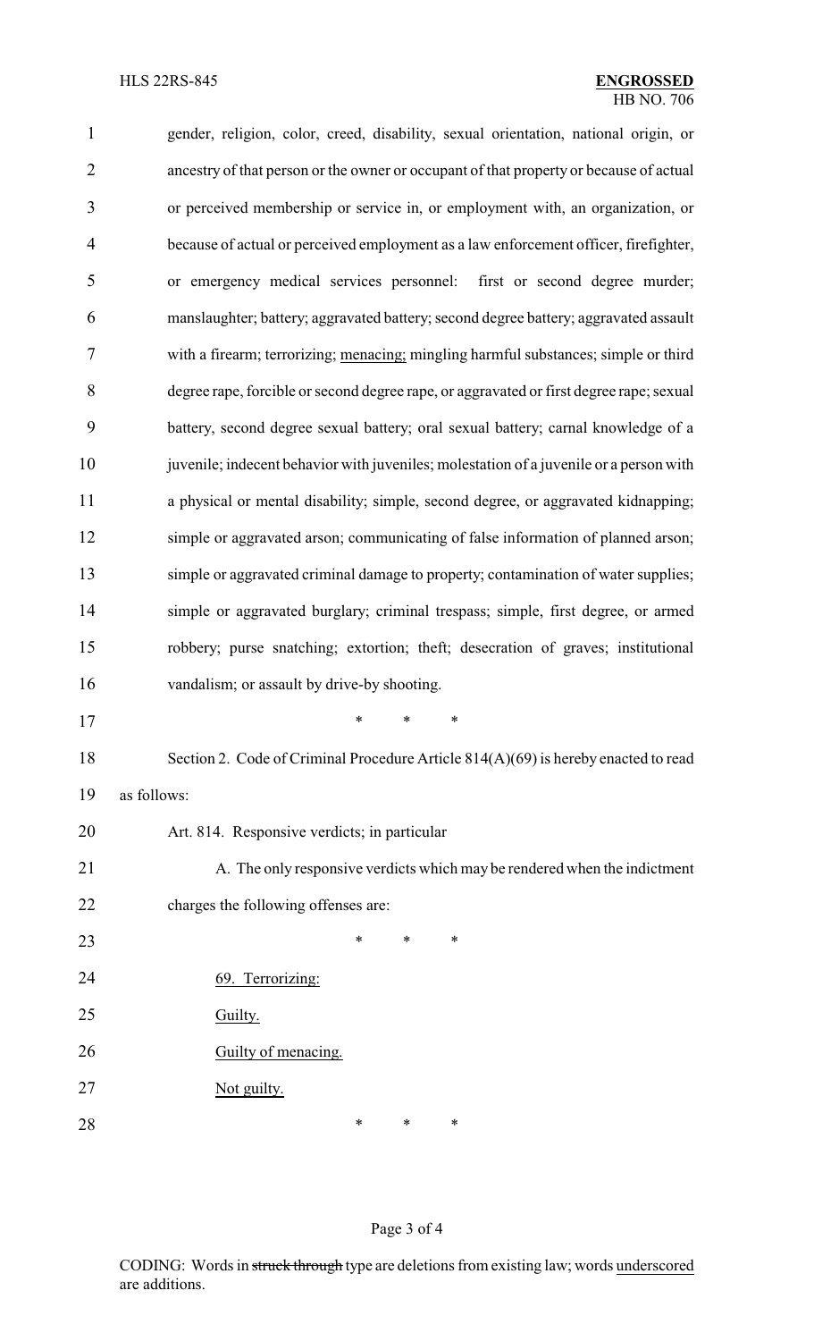gender, religion, color, creed, disability, sexual orientation, national origin, or ancestry of that person or the owner or occupant of that property or because of actual or perceived membership or service in, or employment with, an organization, or because of actual or perceived employment as a law enforcement officer, firefighter, or emergency medical services personnel: first or second degree murder; manslaughter; battery; aggravated battery; second degree battery; aggravated assault with a firearm; terrorizing; menacing; mingling harmful substances; simple or third degree rape, forcible or second degree rape, or aggravated or first degree rape; sexual battery, second degree sexual battery; oral sexual battery; carnal knowledge of a juvenile; indecent behavior with juveniles; molestation of a juvenile or a person with a physical or mental disability; simple, second degree, or aggravated kidnapping; simple or aggravated arson; communicating of false information of planned arson; simple or aggravated criminal damage to property; contamination of water supplies; simple or aggravated burglary; criminal trespass; simple, first degree, or armed robbery; purse snatching; extortion; theft; desecration of graves; institutional vandalism; or assault by drive-by shooting.

\* \* \*

Section 2. Code of Criminal Procedure Article 814(A)(69) is hereby enacted to read as follows:

Art. 814. Responsive verdicts; in particular

A. The only responsive verdicts which may be rendered when the indictment charges the following offenses are:

\* \* \*

69. Terrorizing:

Guilty.

Guilty of menacing.

Not guilty.

\* \* \*

CODING: Words in ~~struck through~~ type are deletions from existing law; words underscored are additions.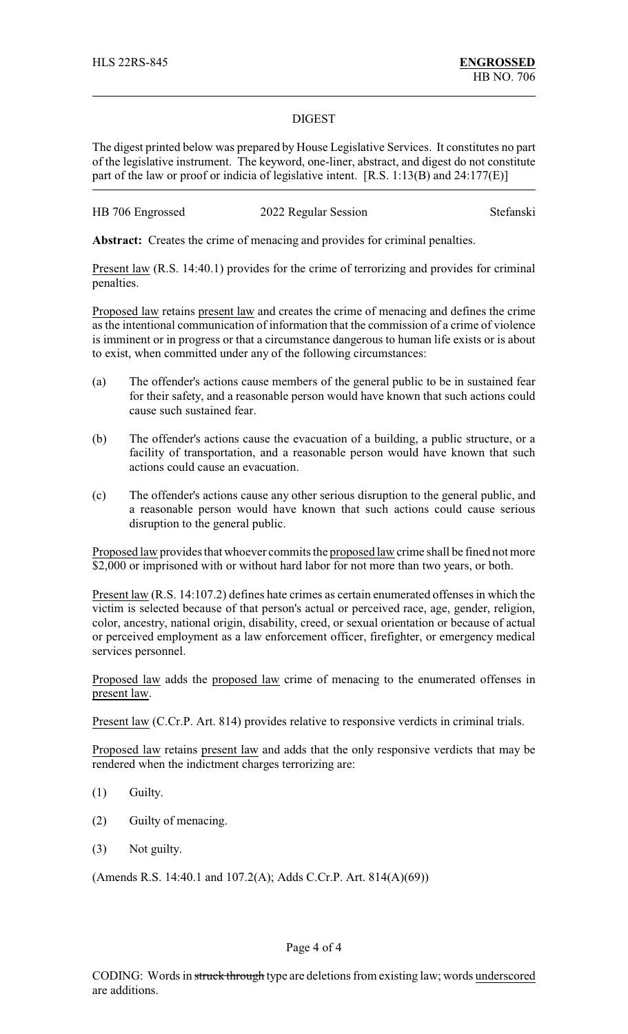HLS 22RS-845 **ENGROSSED**
HB NO. 706

## DIGEST

The digest printed below was prepared by House Legislative Services. It constitutes no part of the legislative instrument. The keyword, one-liner, abstract, and digest do not constitute part of the law or proof or indicia of legislative intent. [R.S. 1:13(B) and 24:177(E)]

| HB 706 Engrossed | 2022 Regular Session | Stefanski |
|---|---|---|

**Abstract:** Creates the crime of menacing and provides for criminal penalties.

Present law (R.S. 14:40.1) provides for the crime of terrorizing and provides for criminal penalties.

Proposed law retains present law and creates the crime of menacing and defines the crime as the intentional communication of information that the commission of a crime of violence is imminent or in progress or that a circumstance dangerous to human life exists or is about to exist, when committed under any of the following circumstances:

(a) The offender's actions cause members of the general public to be in sustained fear for their safety, and a reasonable person would have known that such actions could cause such sustained fear.

(b) The offender's actions cause the evacuation of a building, a public structure, or a facility of transportation, and a reasonable person would have known that such actions could cause an evacuation.

(c) The offender's actions cause any other serious disruption to the general public, and a reasonable person would have known that such actions could cause serious disruption to the general public.

Proposed law provides that whoever commits the proposed law crime shall be fined not more $2,000 or imprisoned with or without hard labor for not more than two years, or both.

Present law (R.S. 14:107.2) defines hate crimes as certain enumerated offenses in which the victim is selected because of that person's actual or perceived race, age, gender, religion, color, ancestry, national origin, disability, creed, or sexual orientation or because of actual or perceived employment as a law enforcement officer, firefighter, or emergency medical services personnel.

Proposed law adds the proposed law crime of menacing to the enumerated offenses in present law.

Present law (C.Cr.P. Art. 814) provides relative to responsive verdicts in criminal trials.

Proposed law retains present law and adds that the only responsive verdicts that may be rendered when the indictment charges terrorizing are:

(1) Guilty.

(2) Guilty of menacing.

(3) Not guilty.

(Amends R.S. 14:40.1 and 107.2(A); Adds C.Cr.P. Art. 814(A)(69))

CODING: Words in ~~struck through~~ type are deletions from existing law; words underscored are additions.